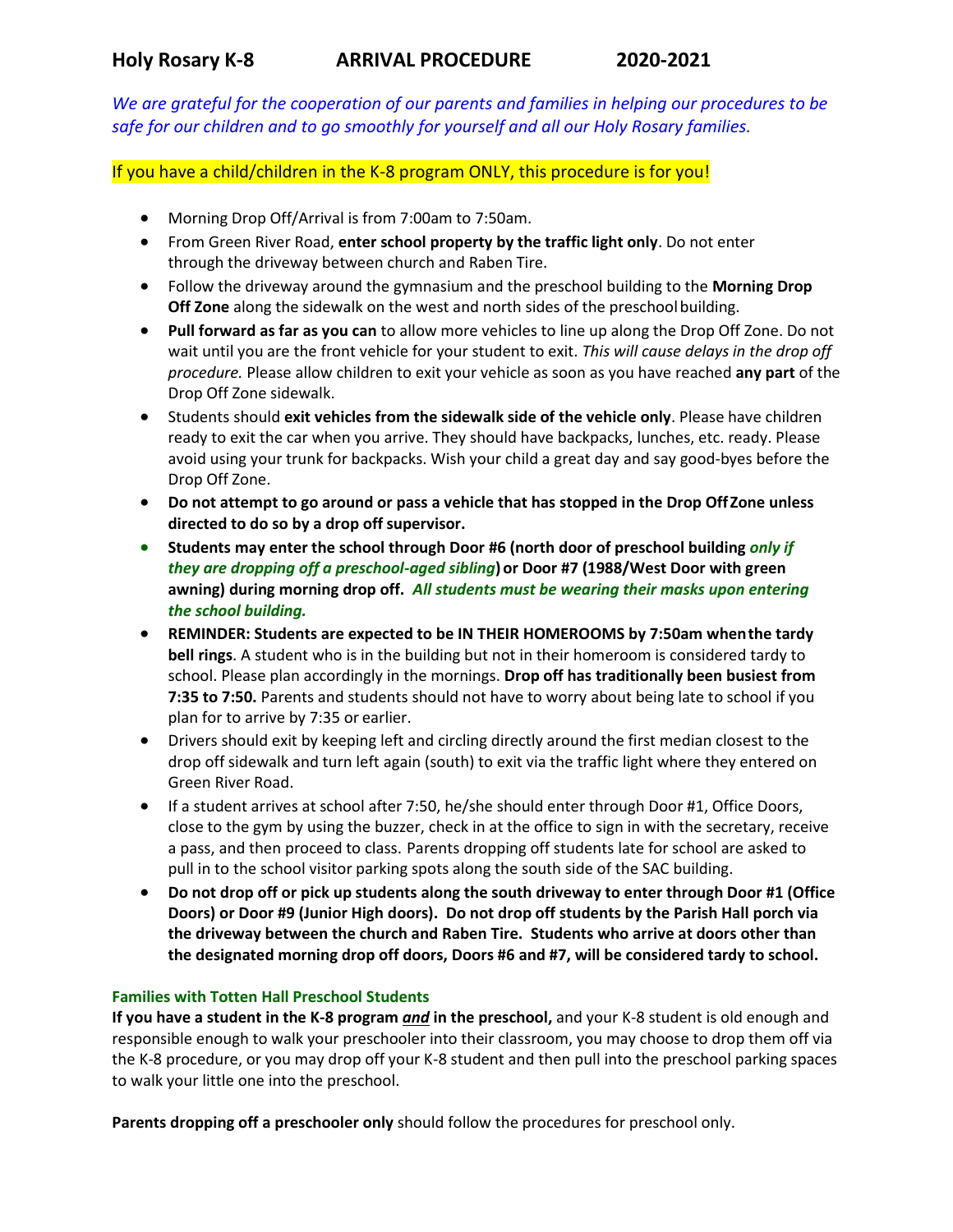# Holy Rosary K-8 ARRIVAL PROCEDURE 2020-2021

*We are grateful for the cooperation of our parents and families in helping our procedures to be safe for our children and to go smoothly for yourself and all our Holy Rosary families.*

If you have a child/children in the K-8 program ONLY, this procedure is for you!

- Morning Drop Off/Arrival is from 7:00am to 7:50am.
- From Green River Road, **enter school property by the traffic light only**. Do not enter through the driveway between church and Raben Tire.
- Follow the driveway around the gymnasium and the preschool building to the **Morning Drop Off Zone** along the sidewalk on the west and north sides of the preschool building.
- **Pull forward as far as you can** to allow more vehicles to line up along the Drop Off Zone. Do not wait until you are the front vehicle for your student to exit. *This will cause delays in the drop off procedure.* Please allow children to exit your vehicle as soon as you have reached **any part** of the Drop Off Zone sidewalk.
- Students should **exit vehicles from the sidewalk side of the vehicle only**. Please have children ready to exit the car when you arrive. They should have backpacks, lunches, etc. ready. Please avoid using your trunk for backpacks. Wish your child a great day and say good-byes before the Drop Off Zone.
- **Do not attempt to go around or pass a vehicle that has stopped in the Drop Off Zone unless directed to do so by a drop off supervisor.**
- **Students may enter the school through Door #6 (north door of preschool building *only if they are dropping off a preschool-aged sibling*) or Door #7 (1988/West Door with green awning) during morning drop off. *All students must be wearing their masks upon entering the school building.***
- **REMINDER: Students are expected to be IN THEIR HOMEROOMS by 7:50am when the tardy bell rings**. A student who is in the building but not in their homeroom is considered tardy to school. Please plan accordingly in the mornings. **Drop off has traditionally been busiest from 7:35 to 7:50.** Parents and students should not have to worry about being late to school if you plan for to arrive by 7:35 or earlier.
- Drivers should exit by keeping left and circling directly around the first median closest to the drop off sidewalk and turn left again (south) to exit via the traffic light where they entered on Green River Road.
- If a student arrives at school after 7:50, he/she should enter through Door #1, Office Doors, close to the gym by using the buzzer, check in at the office to sign in with the secretary, receive a pass, and then proceed to class. Parents dropping off students late for school are asked to pull in to the school visitor parking spots along the south side of the SAC building.
- **Do not drop off or pick up students along the south driveway to enter through Door #1 (Office Doors) or Door #9 (Junior High doors). Do not drop off students by the Parish Hall porch via the driveway between the church and Raben Tire. Students who arrive at doors other than the designated morning drop off doors, Doors #6 and #7, will be considered tardy to school.**

### Families with Totten Hall Preschool Students

**If you have a student in the K-8 program *and* in the preschool,** and your K-8 student is old enough and responsible enough to walk your preschooler into their classroom, you may choose to drop them off via the K-8 procedure, or you may drop off your K-8 student and then pull into the preschool parking spaces to walk your little one into the preschool.

**Parents dropping off a preschooler only** should follow the procedures for preschool only.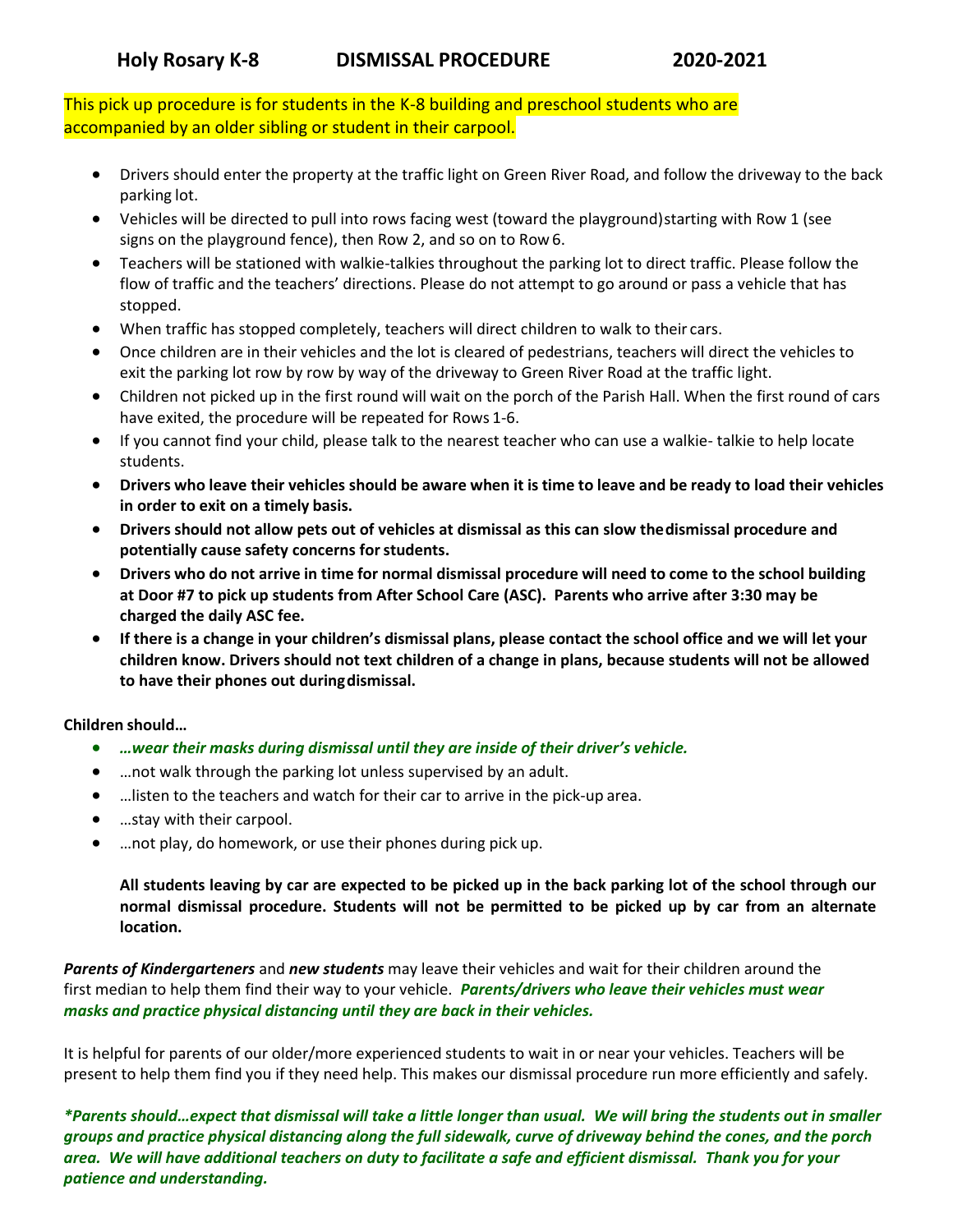# Holy Rosary K-8 DISMISSAL PROCEDURE 2020-2021

This pick up procedure is for students in the K-8 building and preschool students who are accompanied by an older sibling or student in their carpool.

- Drivers should enter the property at the traffic light on Green River Road, and follow the driveway to the back parking lot.
- Vehicles will be directed to pull into rows facing west (toward the playground) starting with Row 1 (see signs on the playground fence), then Row 2, and so on to Row 6.
- Teachers will be stationed with walkie-talkies throughout the parking lot to direct traffic. Please follow the flow of traffic and the teachers' directions. Please do not attempt to go around or pass a vehicle that has stopped.
- When traffic has stopped completely, teachers will direct children to walk to their cars.
- Once children are in their vehicles and the lot is cleared of pedestrians, teachers will direct the vehicles to exit the parking lot row by row by way of the driveway to Green River Road at the traffic light.
- Children not picked up in the first round will wait on the porch of the Parish Hall. When the first round of cars have exited, the procedure will be repeated for Rows 1-6.
- If you cannot find your child, please talk to the nearest teacher who can use a walkie- talkie to help locate students.
- **Drivers who leave their vehicles should be aware when it is time to leave and be ready to load their vehicles in order to exit on a timely basis.**
- **Drivers should not allow pets out of vehicles at dismissal as this can slow the dismissal procedure and potentially cause safety concerns for students.**
- **Drivers who do not arrive in time for normal dismissal procedure will need to come to the school building at Door #7 to pick up students from After School Care (ASC). Parents who arrive after 3:30 may be charged the daily ASC fee.**
- **If there is a change in your children's dismissal plans, please contact the school office and we will let your children know. Drivers should not text children of a change in plans, because students will not be allowed to have their phones out during dismissal.**

**Children should…**

- ***…wear their masks during dismissal until they are inside of their driver's vehicle.***
- …not walk through the parking lot unless supervised by an adult.
- …listen to the teachers and watch for their car to arrive in the pick-up area.
- …stay with their carpool.
- …not play, do homework, or use their phones during pick up.

**All students leaving by car are expected to be picked up in the back parking lot of the school through our normal dismissal procedure. Students will not be permitted to be picked up by car from an alternate location.**

***Parents of Kindergarteners*** and ***new students*** may leave their vehicles and wait for their children around the first median to help them find their way to your vehicle. ***Parents/drivers who leave their vehicles must wear masks and practice physical distancing until they are back in their vehicles.***

It is helpful for parents of our older/more experienced students to wait in or near your vehicles. Teachers will be present to help them find you if they need help. This makes our dismissal procedure run more efficiently and safely.

***\*Parents should…expect that dismissal will take a little longer than usual. We will bring the students out in smaller groups and practice physical distancing along the full sidewalk, curve of driveway behind the cones, and the porch area. We will have additional teachers on duty to facilitate a safe and efficient dismissal. Thank you for your patience and understanding.***